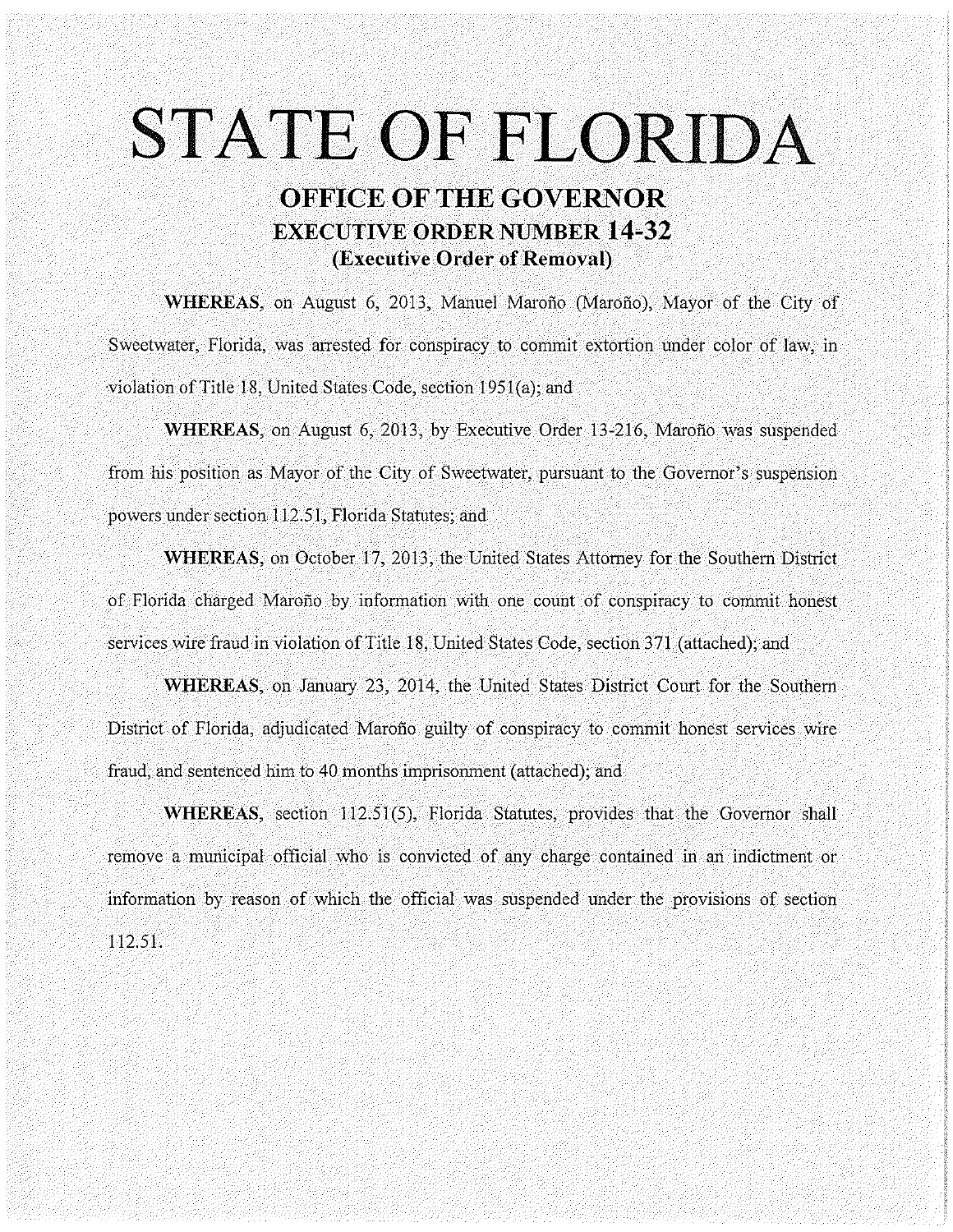# STATE OF FLORIDA

## OFFICE OF THE GOVERNOR
## EXECUTIVE ORDER NUMBER 14-32
## (Executive Order of Removal)

**WHEREAS**, on August 6, 2013, Manuel Maroño (Maroño), Mayor of the City of Sweetwater, Florida, was arrested for conspiracy to commit extortion under color of law, in violation of Title 18, United States Code, section 1951(a); and

**WHEREAS**, on August 6, 2013, by Executive Order 13-216, Maroño was suspended from his position as Mayor of the City of Sweetwater, pursuant to the Governor's suspension powers under section 112.51, Florida Statutes; and

**WHEREAS**, on October 17, 2013, the United States Attorney for the Southern District of Florida charged Maroño by information with one count of conspiracy to commit honest services wire fraud in violation of Title 18, United States Code, section 371 (attached); and

**WHEREAS**, on January 23, 2014, the United States District Court for the Southern District of Florida, adjudicated Maroño guilty of conspiracy to commit honest services wire fraud, and sentenced him to 40 months imprisonment (attached); and

**WHEREAS**, section 112.51(5), Florida Statutes, provides that the Governor shall remove a municipal official who is convicted of any charge contained in an indictment or information by reason of which the official was suspended under the provisions of section 112.51.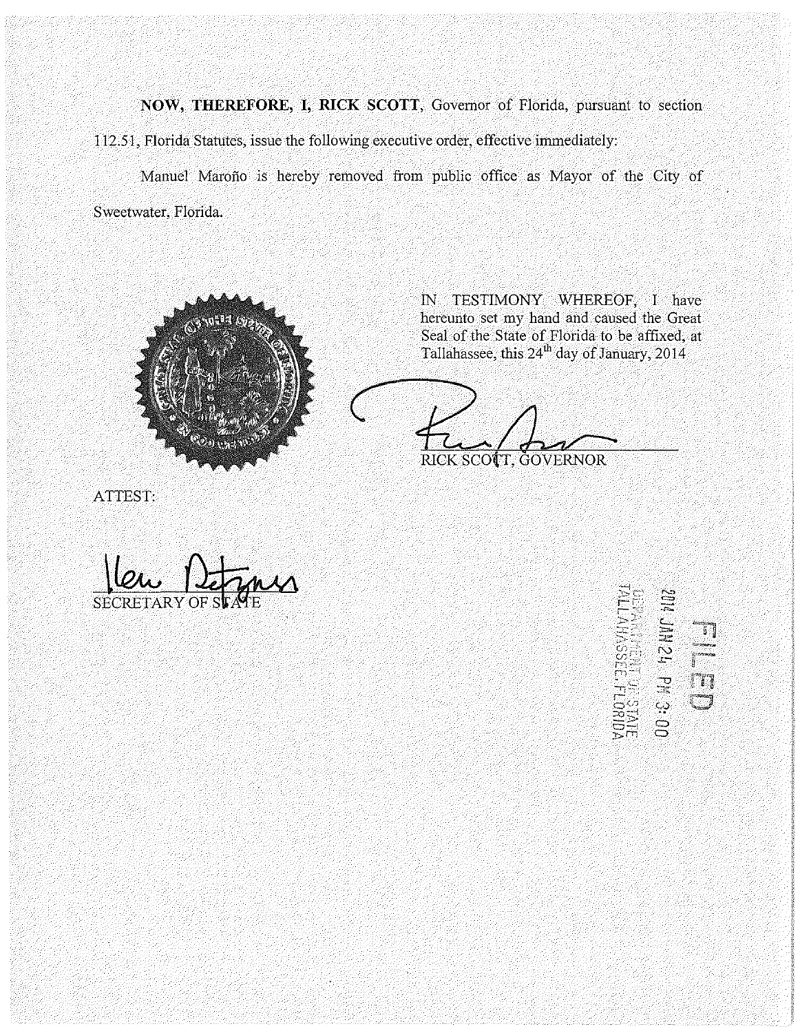**NOW, THEREFORE, I, RICK SCOTT**, Governor of Florida, pursuant to section 112.51, Florida Statutes, issue the following executive order, effective immediately:

Manuel Maroño is hereby removed from public office as Mayor of the City of Sweetwater, Florida.

IN TESTIMONY WHEREOF, I have hereunto set my hand and caused the Great Seal of the State of Florida to be affixed, at Tallahassee, this 24th day of January, 2014

RICK SCOTT, GOVERNOR

ATTEST:

SECRETARY OF STATE

FILED

2014 JAN 24 PM 3:00

DEPARTMENT OF STATE
TALLAHASSEE, FLORIDA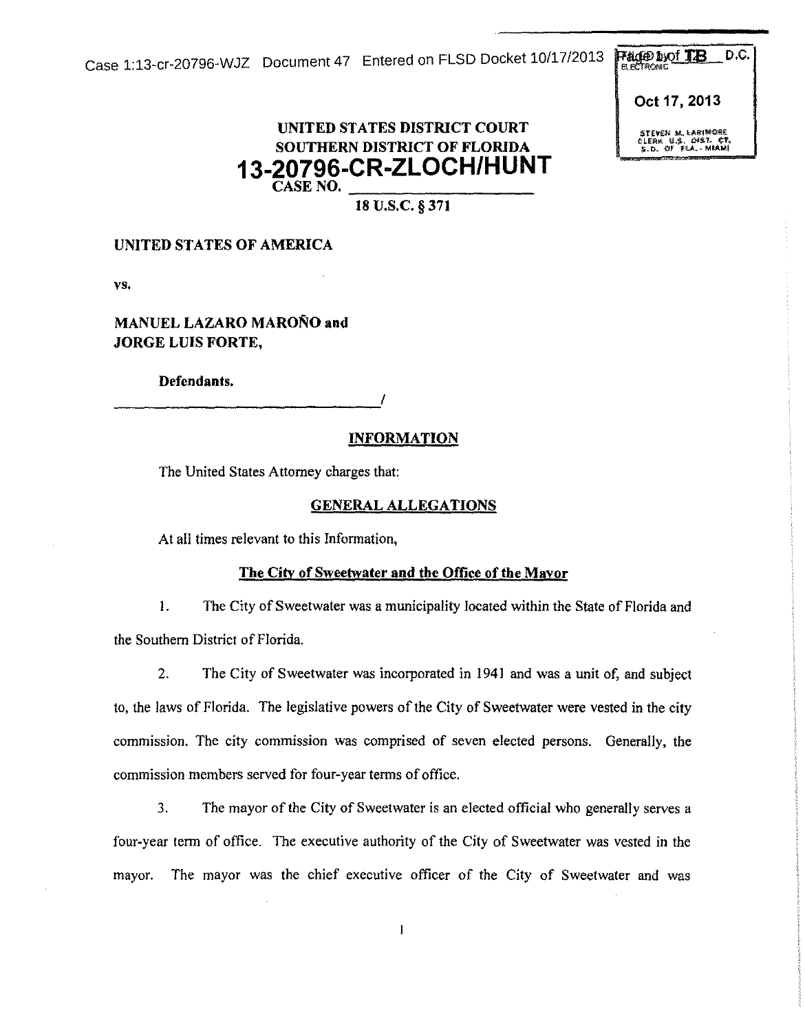**UNITED STATES DISTRICT COURT**
**SOUTHERN DISTRICT OF FLORIDA**

**13-20796-CR-ZLOCH/HUNT**

CASE NO. ______________________

**18 U.S.C. § 371**

**UNITED STATES OF AMERICA**

**vs.**

**MANUEL LAZARO MAROÑO and**
**JORGE LUIS FORTE,**

**Defendants.**

______________________________/

**INFORMATION**

The United States Attorney charges that:

**GENERAL ALLEGATIONS**

At all times relevant to this Information,

**The City of Sweetwater and the Office of the Mayor**

1. The City of Sweetwater was a municipality located within the State of Florida and the Southern District of Florida.

2. The City of Sweetwater was incorporated in 1941 and was a unit of, and subject to, the laws of Florida. The legislative powers of the City of Sweetwater were vested in the city commission. The city commission was comprised of seven elected persons. Generally, the commission members served for four-year terms of office.

3. The mayor of the City of Sweetwater is an elected official who generally serves a four-year term of office. The executive authority of the City of Sweetwater was vested in the mayor. The mayor was the chief executive officer of the City of Sweetwater and was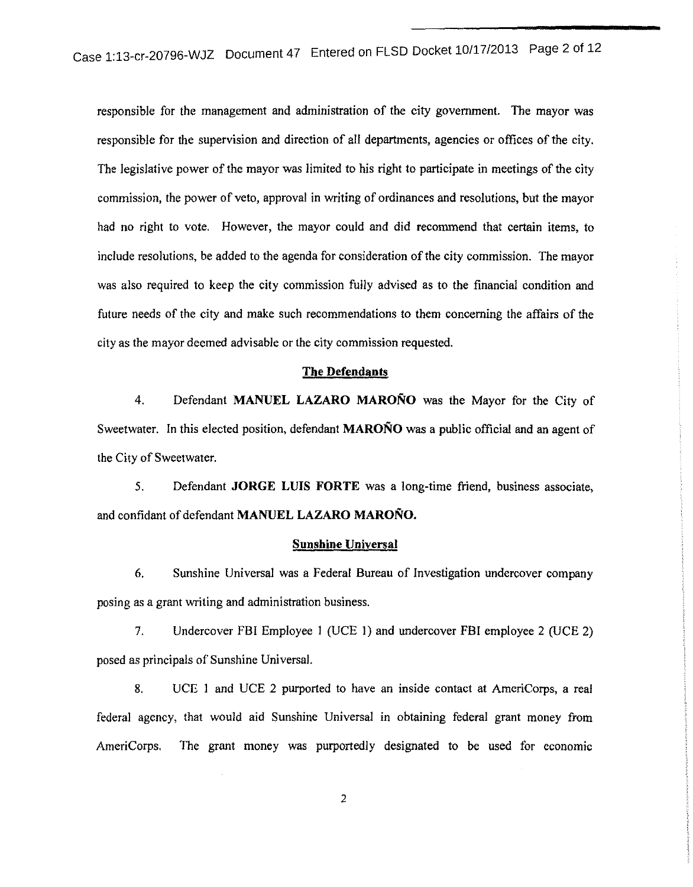responsible for the management and administration of the city government. The mayor was responsible for the supervision and direction of all departments, agencies or offices of the city. The legislative power of the mayor was limited to his right to participate in meetings of the city commission, the power of veto, approval in writing of ordinances and resolutions, but the mayor had no right to vote. However, the mayor could and did recommend that certain items, to include resolutions, be added to the agenda for consideration of the city commission. The mayor was also required to keep the city commission fully advised as to the financial condition and future needs of the city and make such recommendations to them concerning the affairs of the city as the mayor deemed advisable or the city commission requested.

### The Defendants

4. Defendant **MANUEL LAZARO MAROÑO** was the Mayor for the City of Sweetwater. In this elected position, defendant **MAROÑO** was a public official and an agent of the City of Sweetwater.

5. Defendant **JORGE LUIS FORTE** was a long-time friend, business associate, and confidant of defendant **MANUEL LAZARO MAROÑO.**

### Sunshine Universal

6. Sunshine Universal was a Federal Bureau of Investigation undercover company posing as a grant writing and administration business.

7. Undercover FBI Employee 1 (UCE 1) and undercover FBI employee 2 (UCE 2) posed as principals of Sunshine Universal.

8. UCE 1 and UCE 2 purported to have an inside contact at AmeriCorps, a real federal agency, that would aid Sunshine Universal in obtaining federal grant money from AmeriCorps. The grant money was purportedly designated to be used for economic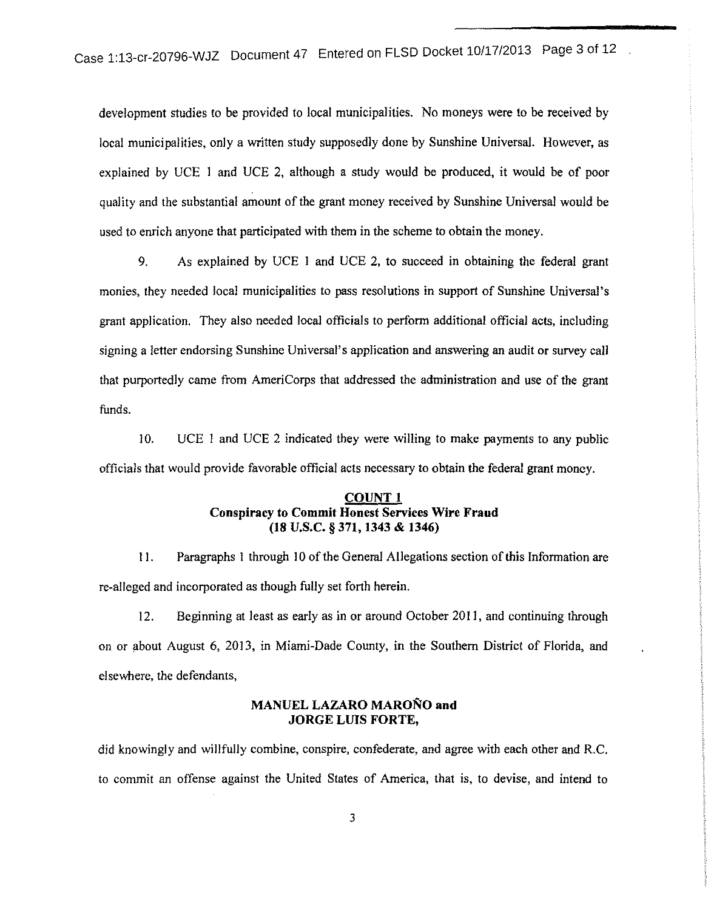development studies to be provided to local municipalities. No moneys were to be received by local municipalities, only a written study supposedly done by Sunshine Universal. However, as explained by UCE 1 and UCE 2, although a study would be produced, it would be of poor quality and the substantial amount of the grant money received by Sunshine Universal would be used to enrich anyone that participated with them in the scheme to obtain the money.

9. As explained by UCE 1 and UCE 2, to succeed in obtaining the federal grant monies, they needed local municipalities to pass resolutions in support of Sunshine Universal's grant application. They also needed local officials to perform additional official acts, including signing a letter endorsing Sunshine Universal's application and answering an audit or survey call that purportedly came from AmeriCorps that addressed the administration and use of the grant funds.

10. UCE 1 and UCE 2 indicated they were willing to make payments to any public officials that would provide favorable official acts necessary to obtain the federal grant money.

**COUNT 1**
**Conspiracy to Commit Honest Services Wire Fraud**
**(18 U.S.C. § 371, 1343 & 1346)**

11. Paragraphs 1 through 10 of the General Allegations section of this Information are re-alleged and incorporated as though fully set forth herein.

12. Beginning at least as early as in or around October 2011, and continuing through on or about August 6, 2013, in Miami-Dade County, in the Southern District of Florida, and elsewhere, the defendants,

**MANUEL LAZARO MAROÑO and**
**JORGE LUIS FORTE,**

did knowingly and willfully combine, conspire, confederate, and agree with each other and R.C. to commit an offense against the United States of America, that is, to devise, and intend to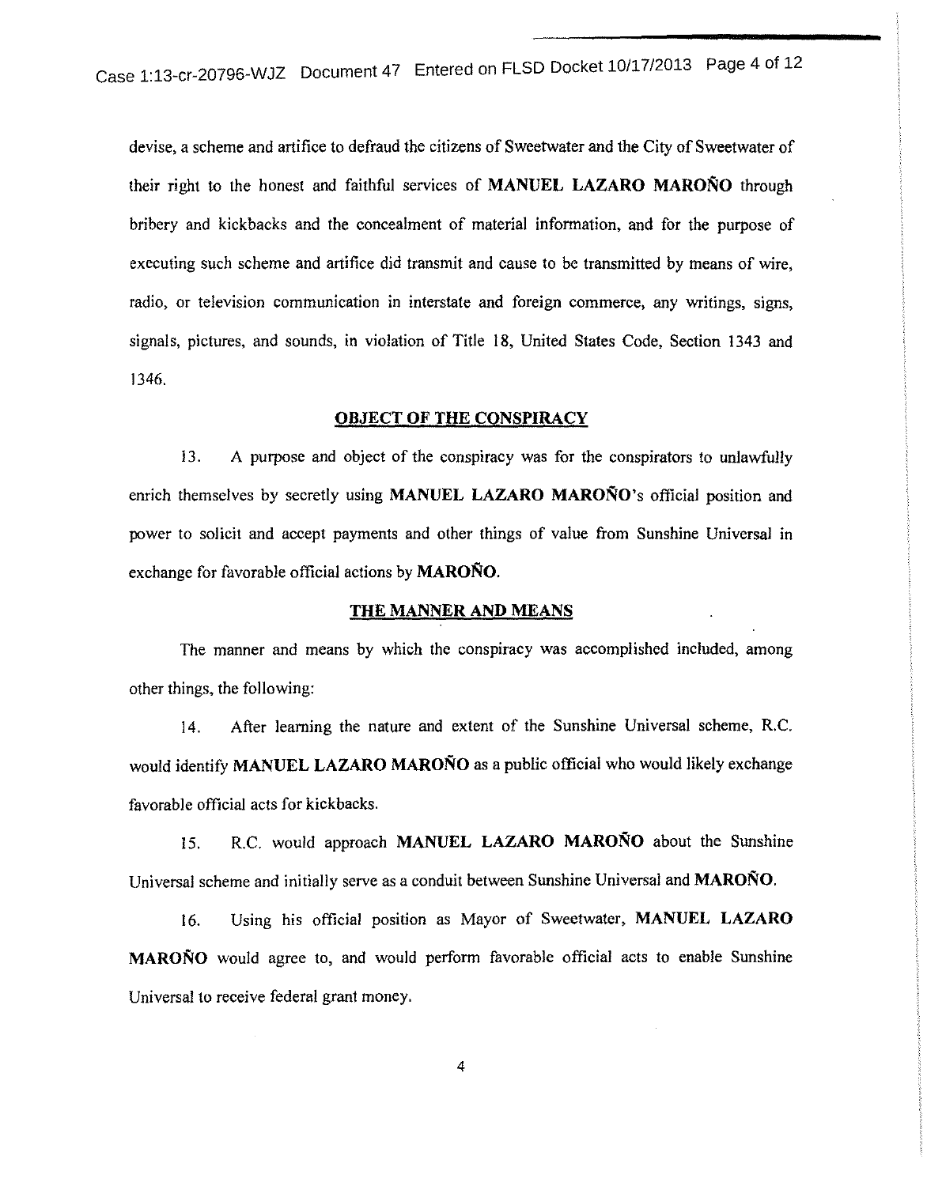devise, a scheme and artifice to defraud the citizens of Sweetwater and the City of Sweetwater of their right to the honest and faithful services of **MANUEL LAZARO MAROÑO** through bribery and kickbacks and the concealment of material information, and for the purpose of executing such scheme and artifice did transmit and cause to be transmitted by means of wire, radio, or television communication in interstate and foreign commerce, any writings, signs, signals, pictures, and sounds, in violation of Title 18, United States Code, Section 1343 and 1346.

## OBJECT OF THE CONSPIRACY

13. A purpose and object of the conspiracy was for the conspirators to unlawfully enrich themselves by secretly using **MANUEL LAZARO MAROÑO**'s official position and power to solicit and accept payments and other things of value from Sunshine Universal in exchange for favorable official actions by **MAROÑO**.

## THE MANNER AND MEANS

The manner and means by which the conspiracy was accomplished included, among other things, the following:

14. After learning the nature and extent of the Sunshine Universal scheme, R.C. would identify **MANUEL LAZARO MAROÑO** as a public official who would likely exchange favorable official acts for kickbacks.

15. R.C. would approach **MANUEL LAZARO MAROÑO** about the Sunshine Universal scheme and initially serve as a conduit between Sunshine Universal and **MAROÑO**.

16. Using his official position as Mayor of Sweetwater, **MANUEL LAZARO MAROÑO** would agree to, and would perform favorable official acts to enable Sunshine Universal to receive federal grant money.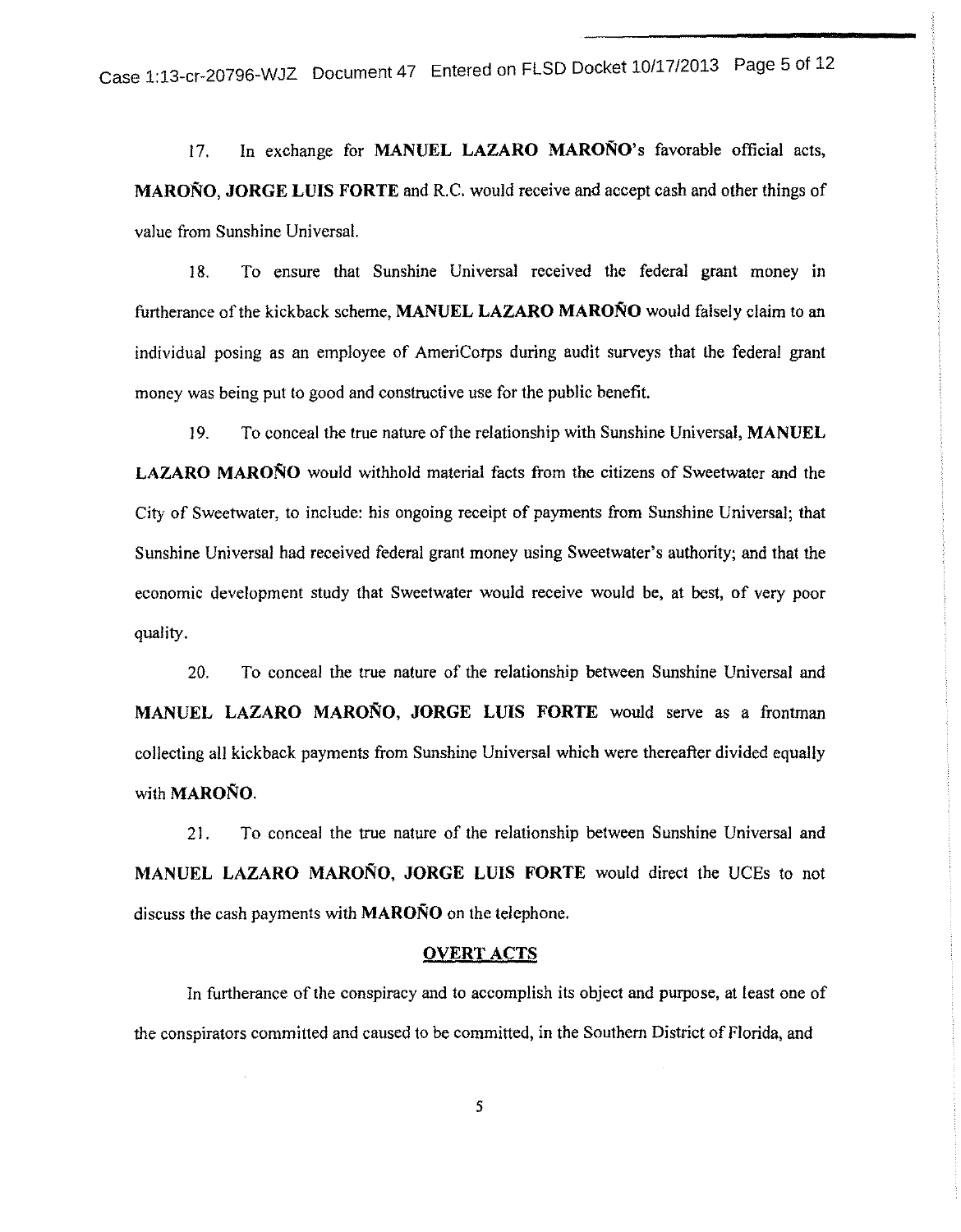17. In exchange for **MANUEL LAZARO MAROÑO**'s favorable official acts, **MAROÑO, JORGE LUIS FORTE** and R.C. would receive and accept cash and other things of value from Sunshine Universal.

18. To ensure that Sunshine Universal received the federal grant money in furtherance of the kickback scheme, **MANUEL LAZARO MAROÑO** would falsely claim to an individual posing as an employee of AmeriCorps during audit surveys that the federal grant money was being put to good and constructive use for the public benefit.

19. To conceal the true nature of the relationship with Sunshine Universal, **MANUEL LAZARO MAROÑO** would withhold material facts from the citizens of Sweetwater and the City of Sweetwater, to include: his ongoing receipt of payments from Sunshine Universal; that Sunshine Universal had received federal grant money using Sweetwater's authority; and that the economic development study that Sweetwater would receive would be, at best, of very poor quality.

20. To conceal the true nature of the relationship between Sunshine Universal and **MANUEL LAZARO MAROÑO, JORGE LUIS FORTE** would serve as a frontman collecting all kickback payments from Sunshine Universal which were thereafter divided equally with **MAROÑO**.

21. To conceal the true nature of the relationship between Sunshine Universal and **MANUEL LAZARO MAROÑO, JORGE LUIS FORTE** would direct the UCEs to not discuss the cash payments with **MAROÑO** on the telephone.

## OVERT ACTS

In furtherance of the conspiracy and to accomplish its object and purpose, at least one of the conspirators committed and caused to be committed, in the Southern District of Florida, and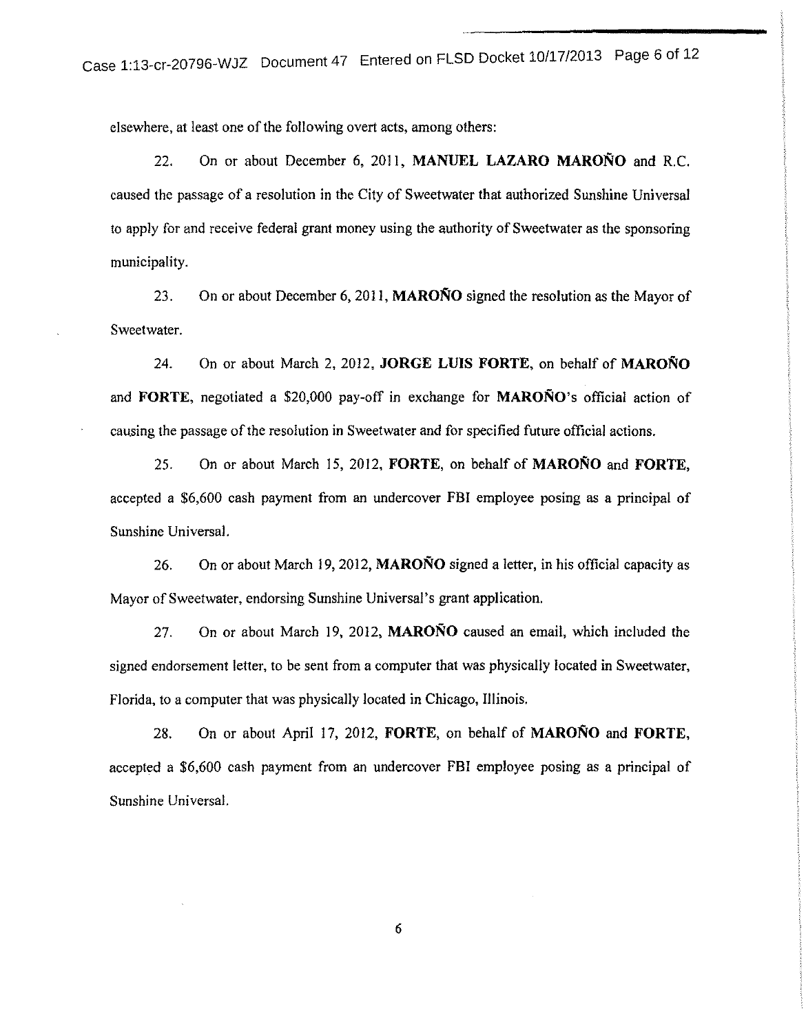elsewhere, at least one of the following overt acts, among others:

22. On or about December 6, 2011, **MANUEL LAZARO MAROÑO** and R.C. caused the passage of a resolution in the City of Sweetwater that authorized Sunshine Universal to apply for and receive federal grant money using the authority of Sweetwater as the sponsoring municipality.

23. On or about December 6, 2011, **MAROÑO** signed the resolution as the Mayor of Sweetwater.

24. On or about March 2, 2012, **JORGE LUIS FORTE**, on behalf of **MAROÑO** and **FORTE**, negotiated a $20,000 pay-off in exchange for **MAROÑO**'s official action of causing the passage of the resolution in Sweetwater and for specified future official actions.

25. On or about March 15, 2012, **FORTE**, on behalf of **MAROÑO** and **FORTE**, accepted a $6,600 cash payment from an undercover FBI employee posing as a principal of Sunshine Universal.

26. On or about March 19, 2012, **MAROÑO** signed a letter, in his official capacity as Mayor of Sweetwater, endorsing Sunshine Universal's grant application.

27. On or about March 19, 2012, **MAROÑO** caused an email, which included the signed endorsement letter, to be sent from a computer that was physically located in Sweetwater, Florida, to a computer that was physically located in Chicago, Illinois.

28. On or about April 17, 2012, **FORTE**, on behalf of **MAROÑO** and **FORTE**, accepted a $6,600 cash payment from an undercover FBI employee posing as a principal of Sunshine Universal.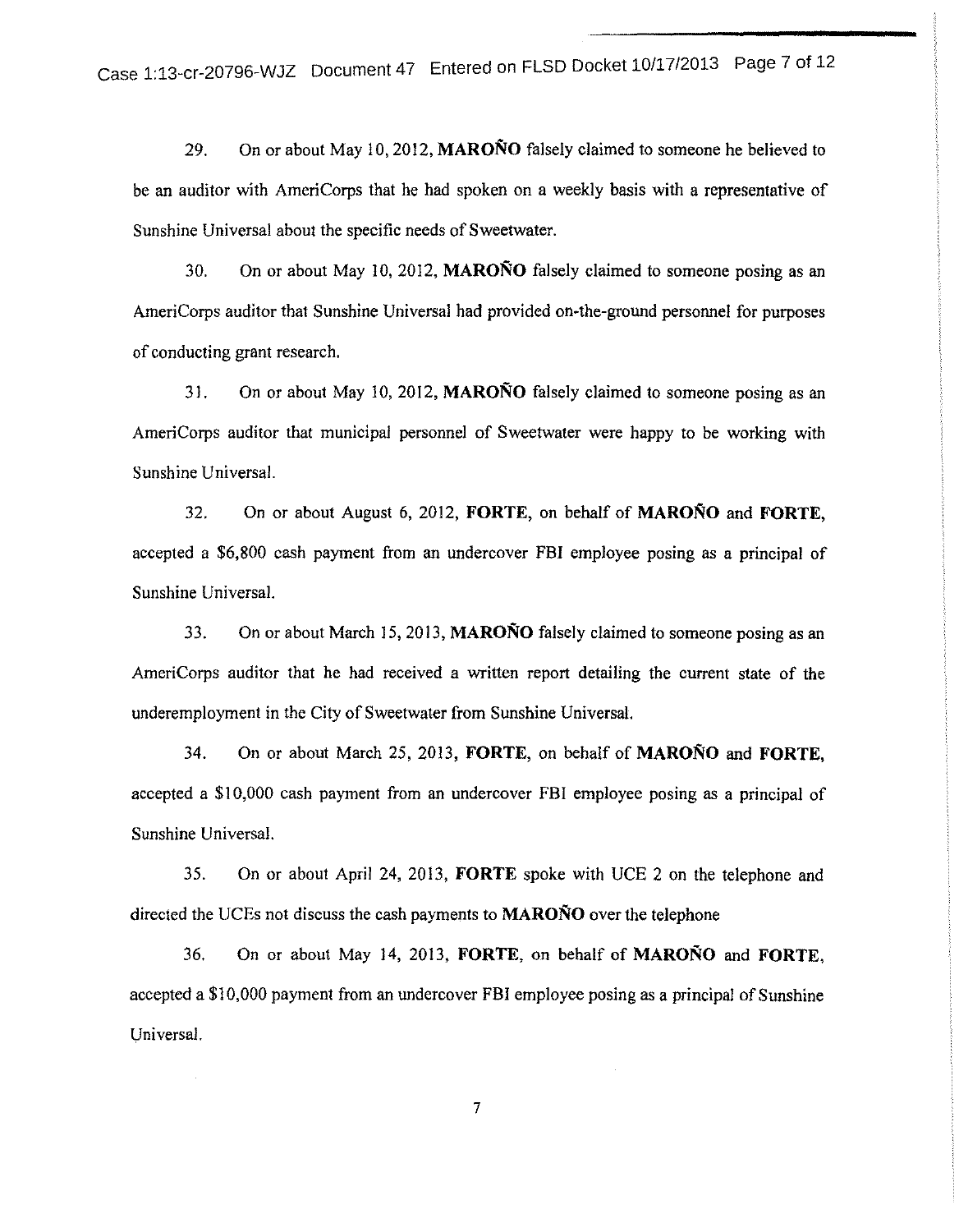29. On or about May 10, 2012, **MAROÑO** falsely claimed to someone he believed to be an auditor with AmeriCorps that he had spoken on a weekly basis with a representative of Sunshine Universal about the specific needs of Sweetwater.

30. On or about May 10, 2012, **MAROÑO** falsely claimed to someone posing as an AmeriCorps auditor that Sunshine Universal had provided on-the-ground personnel for purposes of conducting grant research.

31. On or about May 10, 2012, **MAROÑO** falsely claimed to someone posing as an AmeriCorps auditor that municipal personnel of Sweetwater were happy to be working with Sunshine Universal.

32. On or about August 6, 2012, **FORTE**, on behalf of **MAROÑO** and **FORTE**, accepted a $6,800 cash payment from an undercover FBI employee posing as a principal of Sunshine Universal.

33. On or about March 15, 2013, **MAROÑO** falsely claimed to someone posing as an AmeriCorps auditor that he had received a written report detailing the current state of the underemployment in the City of Sweetwater from Sunshine Universal.

34. On or about March 25, 2013, **FORTE**, on behalf of **MAROÑO** and **FORTE**, accepted a $10,000 cash payment from an undercover FBI employee posing as a principal of Sunshine Universal.

35. On or about April 24, 2013, **FORTE** spoke with UCE 2 on the telephone and directed the UCEs not discuss the cash payments to **MAROÑO** over the telephone

36. On or about May 14, 2013, **FORTE**, on behalf of **MAROÑO** and **FORTE**, accepted a $10,000 payment from an undercover FBI employee posing as a principal of Sunshine Universal.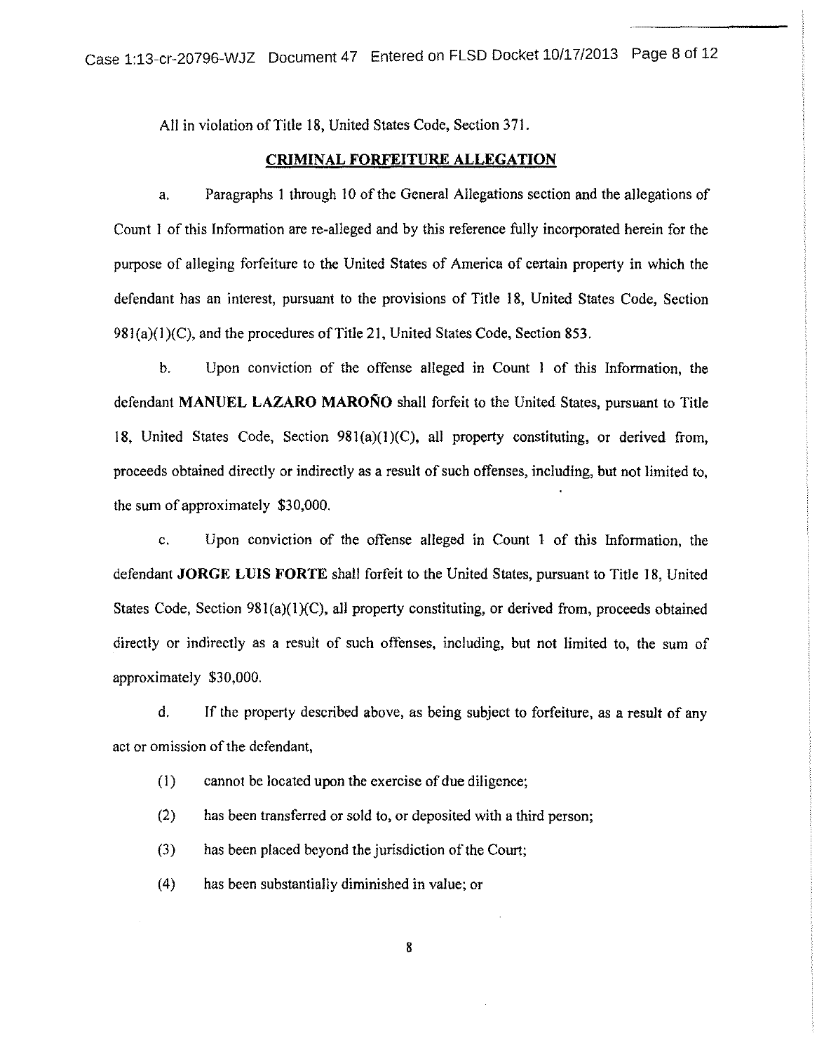All in violation of Title 18, United States Code, Section 371.

## CRIMINAL FORFEITURE ALLEGATION

a. Paragraphs 1 through 10 of the General Allegations section and the allegations of Count 1 of this Information are re-alleged and by this reference fully incorporated herein for the purpose of alleging forfeiture to the United States of America of certain property in which the defendant has an interest, pursuant to the provisions of Title 18, United States Code, Section 981(a)(1)(C), and the procedures of Title 21, United States Code, Section 853.

b. Upon conviction of the offense alleged in Count 1 of this Information, the defendant **MANUEL LAZARO MAROÑO** shall forfeit to the United States, pursuant to Title 18, United States Code, Section 981(a)(1)(C), all property constituting, or derived from, proceeds obtained directly or indirectly as a result of such offenses, including, but not limited to, the sum of approximately $30,000.

c. Upon conviction of the offense alleged in Count 1 of this Information, the defendant **JORGE LUIS FORTE** shall forfeit to the United States, pursuant to Title 18, United States Code, Section 981(a)(1)(C), all property constituting, or derived from, proceeds obtained directly or indirectly as a result of such offenses, including, but not limited to, the sum of approximately $30,000.

d. If the property described above, as being subject to forfeiture, as a result of any act or omission of the defendant,

(1) cannot be located upon the exercise of due diligence;

(2) has been transferred or sold to, or deposited with a third person;

(3) has been placed beyond the jurisdiction of the Court;

(4) has been substantially diminished in value; or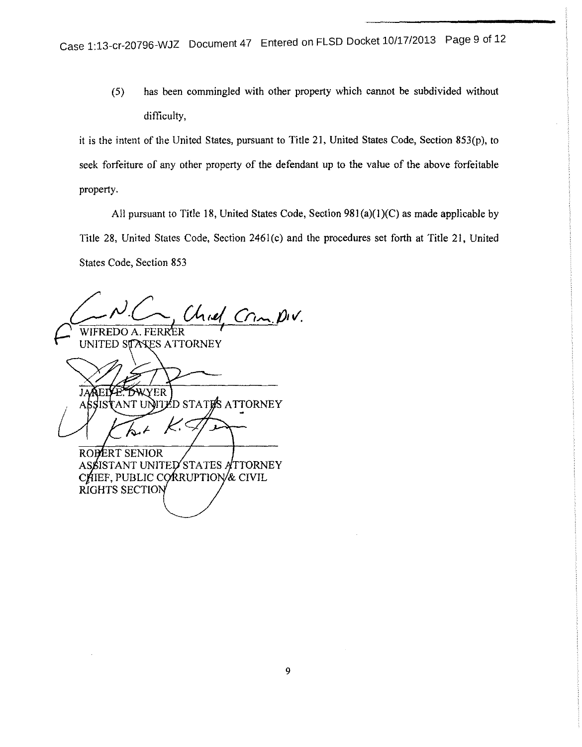(5) has been commingled with other property which cannot be subdivided without difficulty,

it is the intent of the United States, pursuant to Title 21, United States Code, Section 853(p), to seek forfeiture of any other property of the defendant up to the value of the above forfeitable property.

All pursuant to Title 18, United States Code, Section 981(a)(1)(C) as made applicable by Title 28, United States Code, Section 2461(c) and the procedures set forth at Title 21, United States Code, Section 853

N.C., Chief, Crim. Div.

WIFREDO A. FERRER
UNITED STATES ATTORNEY

JARED E. DWYER
ASSISTANT UNITED STATES ATTORNEY

ROBERT SENIOR
ASSISTANT UNITED STATES ATTORNEY
CHIEF, PUBLIC CORRUPTION & CIVIL RIGHTS SECTION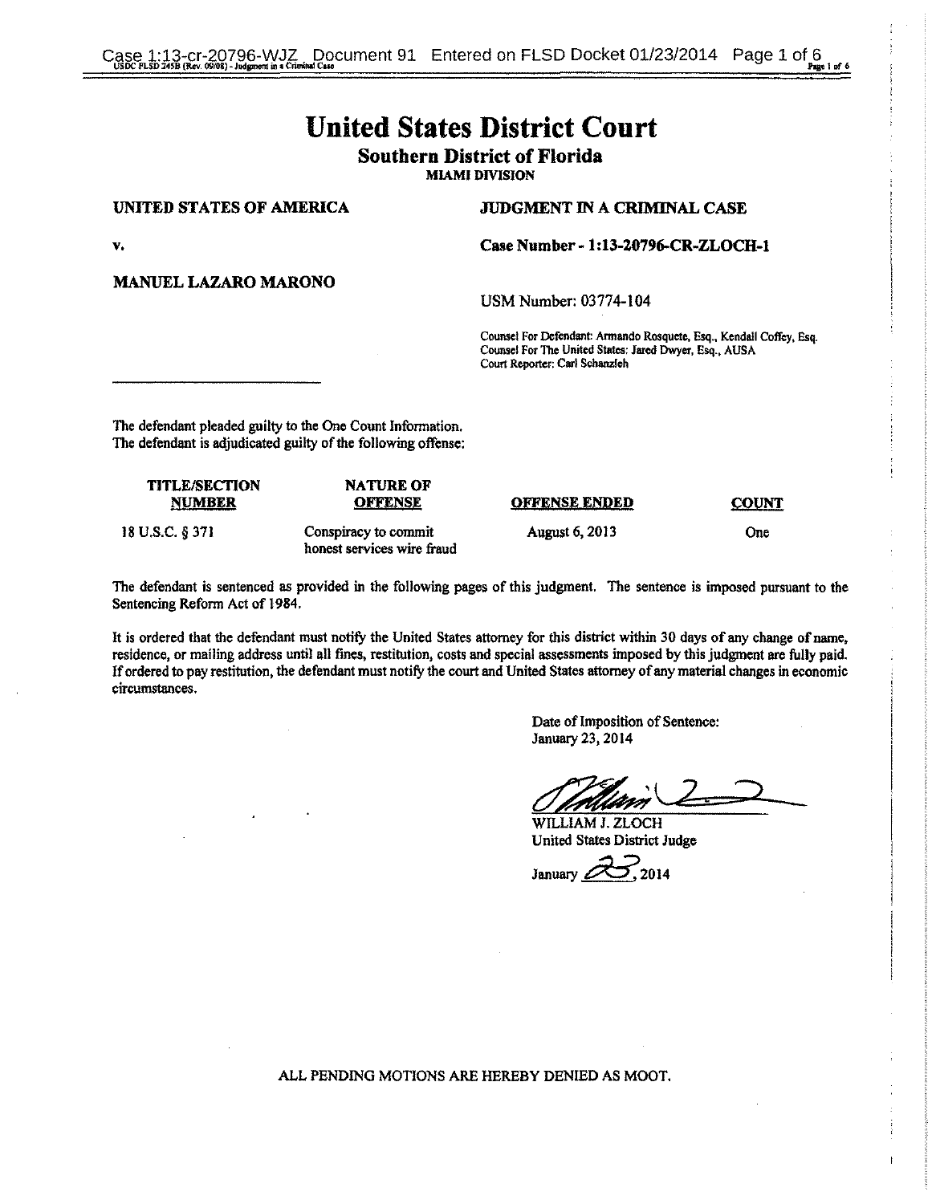# United States District Court

## Southern District of Florida

**MIAMI DIVISION**

**UNITED STATES OF AMERICA**

**v.**

**MANUEL LAZARO MARONO**

**JUDGMENT IN A CRIMINAL CASE**

**Case Number - 1:13-20796-CR-ZLOCH-1**

USM Number: 03774-104

Counsel For Defendant: Armando Rosquete, Esq., Kendall Coffey, Esq.
Counsel For The United States: Jared Dwyer, Esq., AUSA
Court Reporter: Carl Schanzleh

---

The defendant pleaded guilty to the One Count Information.
The defendant is adjudicated guilty of the following offense:

| TITLE/SECTION NUMBER | NATURE OF OFFENSE | OFFENSE ENDED | COUNT |
|---|---|---|---|
| 18 U.S.C. § 371 | Conspiracy to commit honest services wire fraud | August 6, 2013 | One |

The defendant is sentenced as provided in the following pages of this judgment. The sentence is imposed pursuant to the Sentencing Reform Act of 1984.

It is ordered that the defendant must notify the United States attorney for this district within 30 days of any change of name, residence, or mailing address until all fines, restitution, costs and special assessments imposed by this judgment are fully paid. If ordered to pay restitution, the defendant must notify the court and United States attorney of any material changes in economic circumstances.

Date of Imposition of Sentence:
January 23, 2014

WILLIAM J. ZLOCH
United States District Judge

January 23, 2014

ALL PENDING MOTIONS ARE HEREBY DENIED AS MOOT.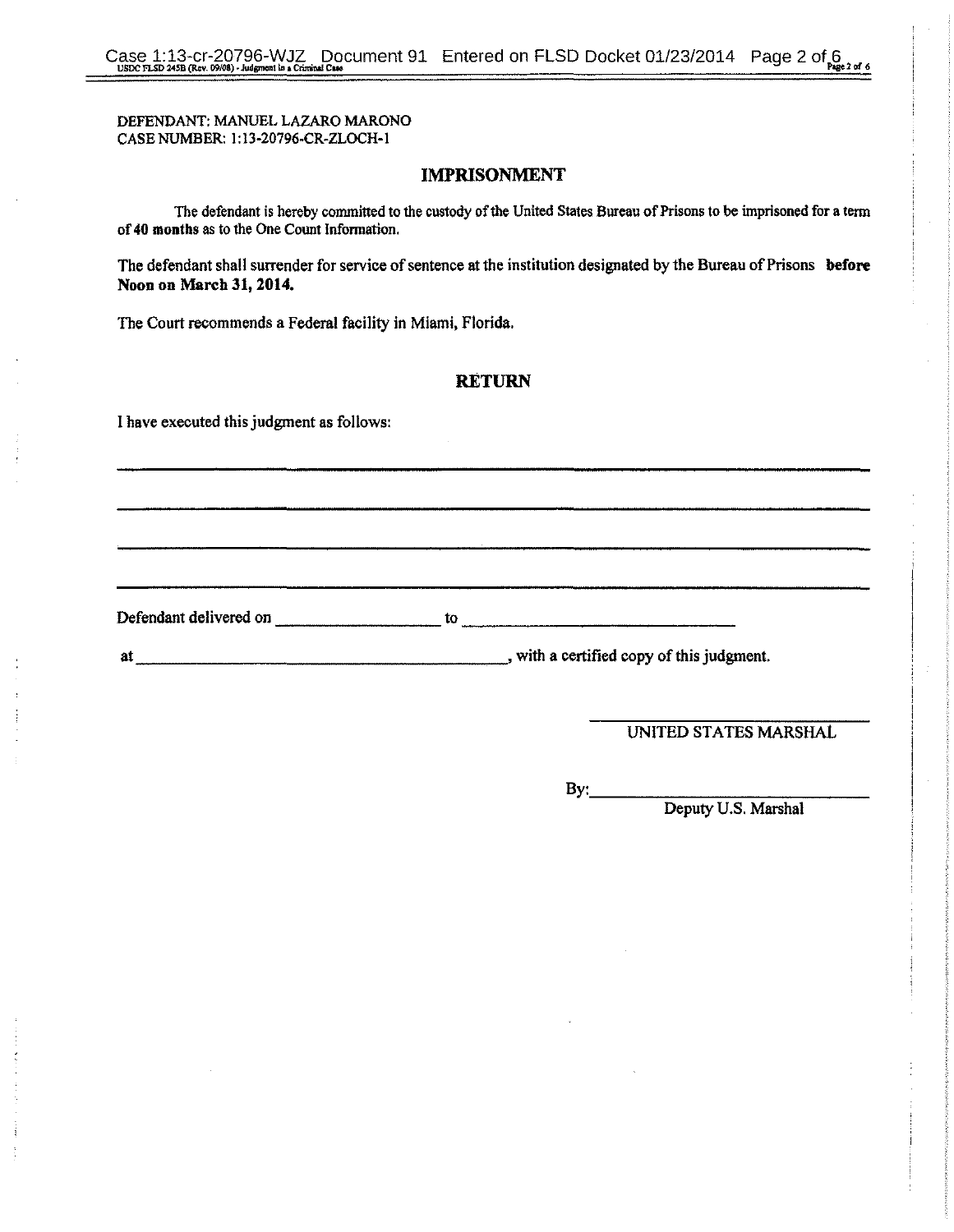DEFENDANT: MANUEL LAZARO MARONO
CASE NUMBER: 1:13-20796-CR-ZLOCH-1

## IMPRISONMENT

The defendant is hereby committed to the custody of the United States Bureau of Prisons to be imprisoned for a term of **40 months** as to the One Count Information.

The defendant shall surrender for service of sentence at the institution designated by the Bureau of Prisons **before Noon on March 31, 2014.**

The Court recommends a Federal facility in Miami, Florida.

## RETURN

I have executed this judgment as follows:

\_\_\_\_\_\_\_\_\_\_\_\_\_\_\_\_\_\_\_\_\_\_\_\_\_\_\_\_\_\_\_\_\_\_\_\_\_\_\_\_\_\_\_\_\_\_\_\_\_\_\_\_\_\_\_\_\_\_\_\_

\_\_\_\_\_\_\_\_\_\_\_\_\_\_\_\_\_\_\_\_\_\_\_\_\_\_\_\_\_\_\_\_\_\_\_\_\_\_\_\_\_\_\_\_\_\_\_\_\_\_\_\_\_\_\_\_\_\_\_\_

\_\_\_\_\_\_\_\_\_\_\_\_\_\_\_\_\_\_\_\_\_\_\_\_\_\_\_\_\_\_\_\_\_\_\_\_\_\_\_\_\_\_\_\_\_\_\_\_\_\_\_\_\_\_\_\_\_\_\_\_

\_\_\_\_\_\_\_\_\_\_\_\_\_\_\_\_\_\_\_\_\_\_\_\_\_\_\_\_\_\_\_\_\_\_\_\_\_\_\_\_\_\_\_\_\_\_\_\_\_\_\_\_\_\_\_\_\_\_\_\_

Defendant delivered on \_\_\_\_\_\_\_\_\_\_\_\_\_\_\_\_\_\_ to \_\_\_\_\_\_\_\_\_\_\_\_\_\_\_\_\_\_\_\_\_\_\_\_\_\_\_\_\_\_

at \_\_\_\_\_\_\_\_\_\_\_\_\_\_\_\_\_\_\_\_\_\_\_\_\_\_\_\_\_\_\_\_\_\_\_\_\_\_\_\_\_\_, with a certified copy of this judgment.

\_\_\_\_\_\_\_\_\_\_\_\_\_\_\_\_\_\_\_\_\_\_\_\_\_\_\_\_
UNITED STATES MARSHAL

By: \_\_\_\_\_\_\_\_\_\_\_\_\_\_\_\_\_\_\_\_\_\_\_\_\_\_
Deputy U.S. Marshal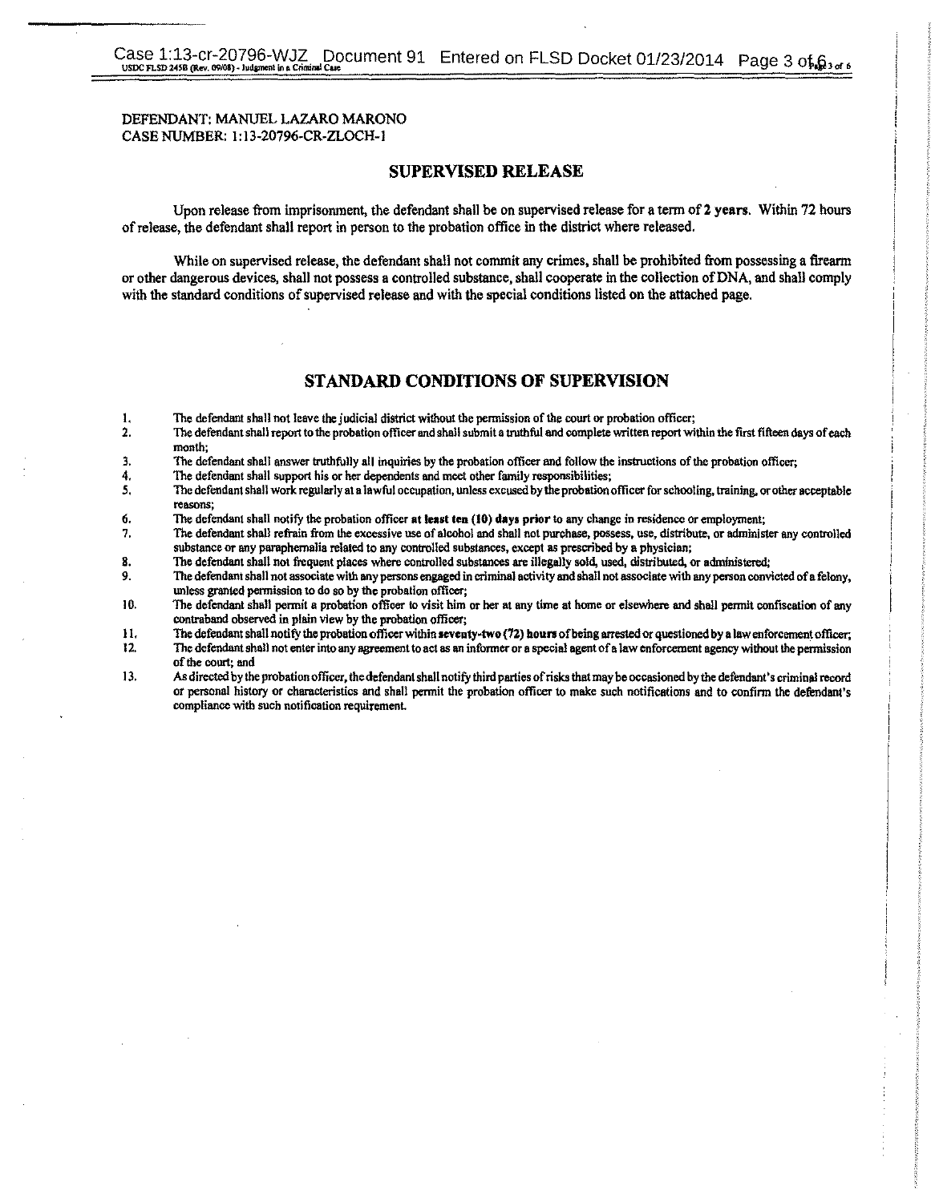DEFENDANT: MANUEL LAZARO MARONO
CASE NUMBER: 1:13-20796-CR-ZLOCH-1

## SUPERVISED RELEASE

Upon release from imprisonment, the defendant shall be on supervised release for a term of **2 years**. Within 72 hours of release, the defendant shall report in person to the probation office in the district where released.

While on supervised release, the defendant shall not commit any crimes, shall be prohibited from possessing a firearm or other dangerous devices, shall not possess a controlled substance, shall cooperate in the collection of DNA, and shall comply with the standard conditions of supervised release and with the special conditions listed on the attached page.

## STANDARD CONDITIONS OF SUPERVISION

1. The defendant shall not leave the judicial district without the permission of the court or probation officer;
2. The defendant shall report to the probation officer and shall submit a truthful and complete written report within the first fifteen days of each month;
3. The defendant shall answer truthfully all inquiries by the probation officer and follow the instructions of the probation officer;
4. The defendant shall support his or her dependents and meet other family responsibilities;
5. The defendant shall work regularly at a lawful occupation, unless excused by the probation officer for schooling, training, or other acceptable reasons;
6. The defendant shall notify the probation officer **at least ten (10) days prior** to any change in residence or employment;
7. The defendant shall refrain from the excessive use of alcohol and shall not purchase, possess, use, distribute, or administer any controlled substance or any paraphernalia related to any controlled substances, except as prescribed by a physician;
8. The defendant shall not frequent places where controlled substances are illegally sold, used, distributed, or administered;
9. The defendant shall not associate with any persons engaged in criminal activity and shall not associate with any person convicted of a felony, unless granted permission to do so by the probation officer;
10. The defendant shall permit a probation officer to visit him or her at any time at home or elsewhere and shall permit confiscation of any contraband observed in plain view by the probation officer;
11. The defendant shall notify the probation officer within **seventy-two (72) hours** of being arrested or questioned by a law enforcement officer;
12. The defendant shall not enter into any agreement to act as an informer or a special agent of a law enforcement agency without the permission of the court; and
13. As directed by the probation officer, the defendant shall notify third parties of risks that may be occasioned by the defendant's criminal record or personal history or characteristics and shall permit the probation officer to make such notifications and to confirm the defendant's compliance with such notification requirement.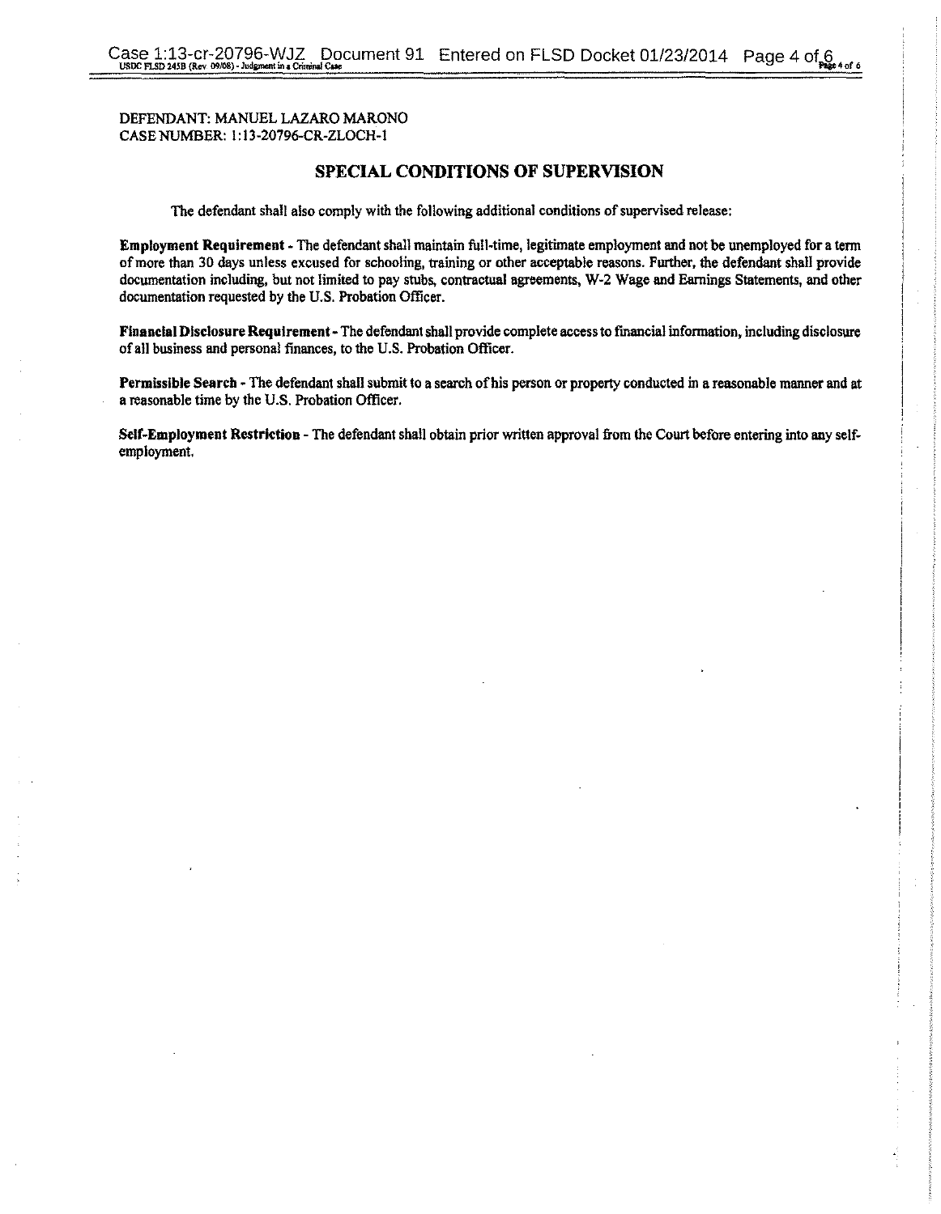DEFENDANT: MANUEL LAZARO MARONO
CASE NUMBER: 1:13-20796-CR-ZLOCH-1

## SPECIAL CONDITIONS OF SUPERVISION

The defendant shall also comply with the following additional conditions of supervised release:

**Employment Requirement** - The defendant shall maintain full-time, legitimate employment and not be unemployed for a term of more than 30 days unless excused for schooling, training or other acceptable reasons. Further, the defendant shall provide documentation including, but not limited to pay stubs, contractual agreements, W-2 Wage and Earnings Statements, and other documentation requested by the U.S. Probation Officer.

**Financial Disclosure Requirement** - The defendant shall provide complete access to financial information, including disclosure of all business and personal finances, to the U.S. Probation Officer.

**Permissible Search** - The defendant shall submit to a search of his person or property conducted in a reasonable manner and at a reasonable time by the U.S. Probation Officer.

**Self-Employment Restriction** - The defendant shall obtain prior written approval from the Court before entering into any self-employment.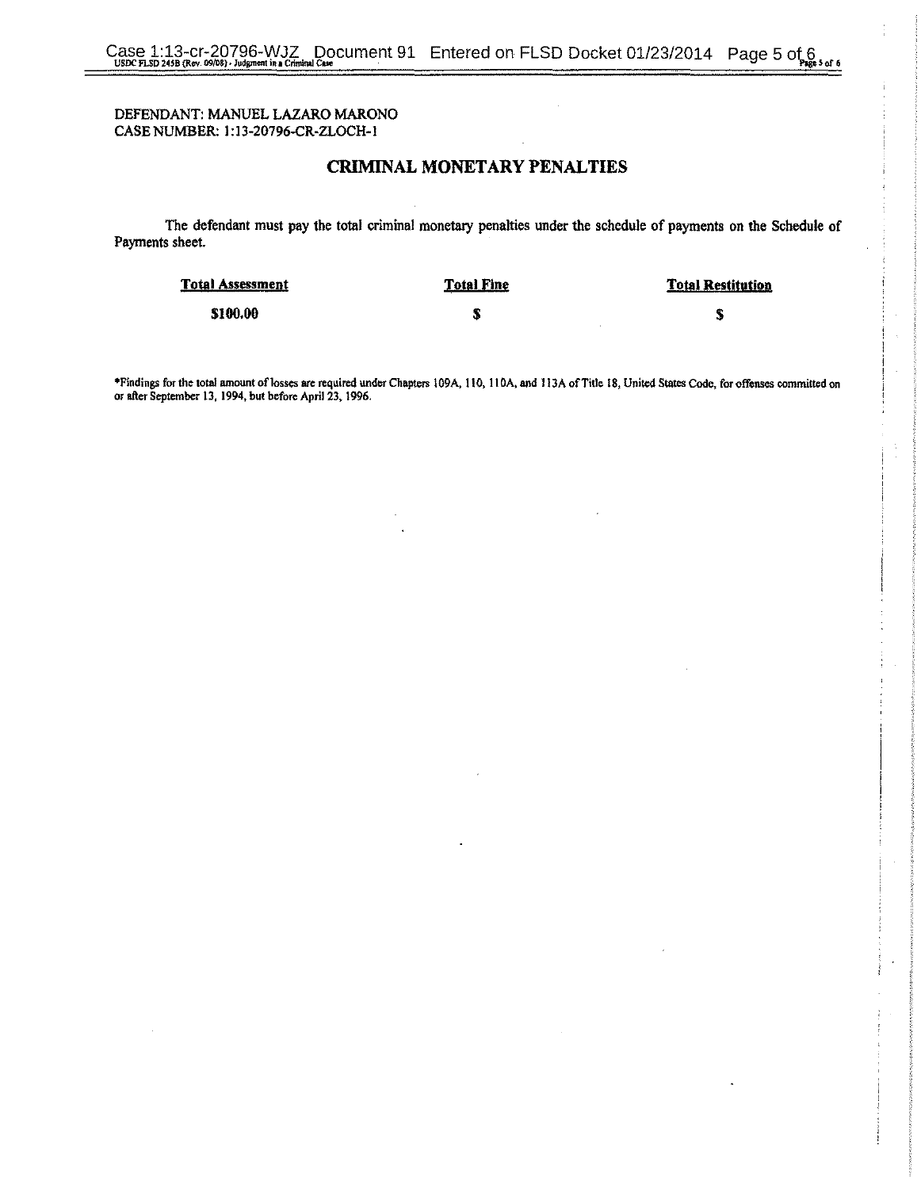DEFENDANT: MANUEL LAZARO MARONO
CASE NUMBER: 1:13-20796-CR-ZLOCH-1

## CRIMINAL MONETARY PENALTIES

The defendant must pay the total criminal monetary penalties under the schedule of payments on the Schedule of Payments sheet.

| Total Assessment | Total Fine | Total Restitution |
| --- | --- | --- |
| $100.00 | $ | $ |

*Findings for the total amount of losses are required under Chapters 109A, 110, 110A, and 113A of Title 18, United States Code, for offenses committed on or after September 13, 1994, but before April 23, 1996.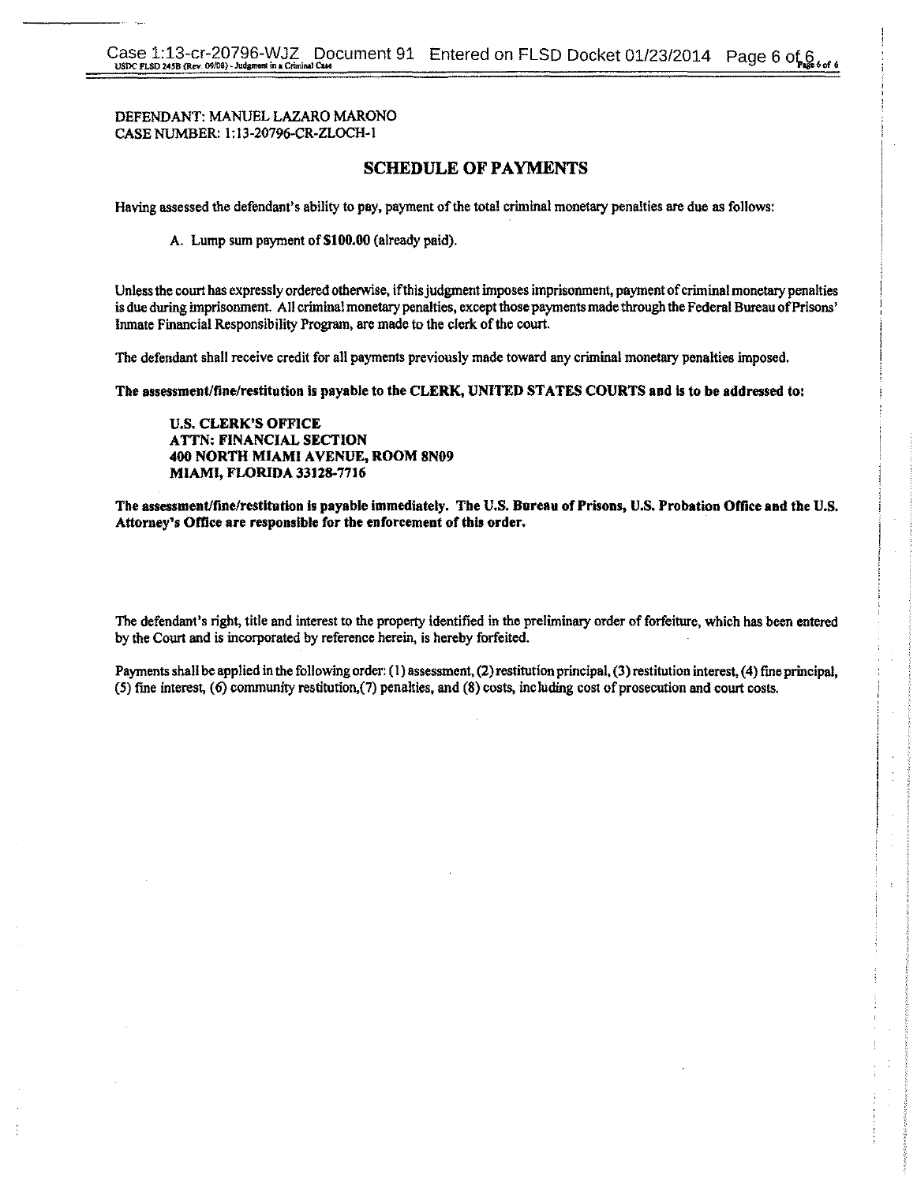DEFENDANT: MANUEL LAZARO MARONO
CASE NUMBER: 1:13-20796-CR-ZLOCH-1

## SCHEDULE OF PAYMENTS

Having assessed the defendant's ability to pay, payment of the total criminal monetary penalties are due as follows:

A. Lump sum payment of **$100.00** (already paid).

Unless the court has expressly ordered otherwise, if this judgment imposes imprisonment, payment of criminal monetary penalties is due during imprisonment. All criminal monetary penalties, except those payments made through the Federal Bureau of Prisons' Inmate Financial Responsibility Program, are made to the clerk of the court.

The defendant shall receive credit for all payments previously made toward any criminal monetary penalties imposed.

**The assessment/fine/restitution is payable to the CLERK, UNITED STATES COURTS and is to be addressed to:**

**U.S. CLERK'S OFFICE**
**ATTN: FINANCIAL SECTION**
**400 NORTH MIAMI AVENUE, ROOM 8N09**
**MIAMI, FLORIDA 33128-7716**

**The assessment/fine/restitution is payable immediately. The U.S. Bureau of Prisons, U.S. Probation Office and the U.S. Attorney's Office are responsible for the enforcement of this order.**

The defendant's right, title and interest to the property identified in the preliminary order of forfeiture, which has been entered by the Court and is incorporated by reference herein, is hereby forfeited.

Payments shall be applied in the following order: (1) assessment, (2) restitution principal, (3) restitution interest, (4) fine principal, (5) fine interest, (6) community restitution,(7) penalties, and (8) costs, including cost of prosecution and court costs.